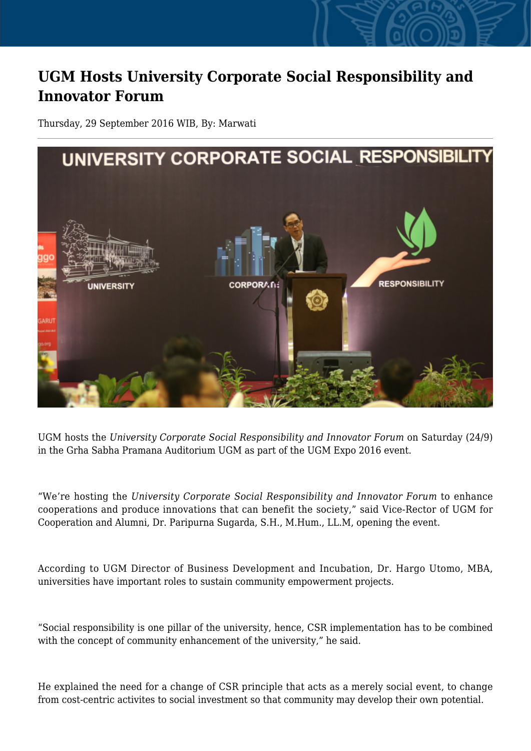# UGM Hosts University Corporate Social Responsibility and Innovator Forum

Thursday, 29 September 2016 WIB, By: Marwati

UGM hosts the *University Corporate Social Responsibility and Innovator Forum* on Saturday (24/9) in the Grha Sabha Pramana Auditorium UGM as part of the UGM Expo 2016 event.

"We're hosting the *University Corporate Social Responsibility and Innovator Forum* to enhance cooperations and produce innovations that can benefit the society," said Vice-Rector of UGM for Cooperation and Alumni, Dr. Paripurna Sugarda, S.H., M.Hum., LL.M, opening the event.

According to UGM Director of Business Development and Incubation, Dr. Hargo Utomo, MBA, universities have important roles to sustain community empowerment projects.

"Social responsibility is one pillar of the university, hence, CSR implementation has to be combined with the concept of community enhancement of the university," he said.

He explained the need for a change of CSR principle that acts as a merely social event, to change from cost-centric activites to social investment so that community may develop their own potential.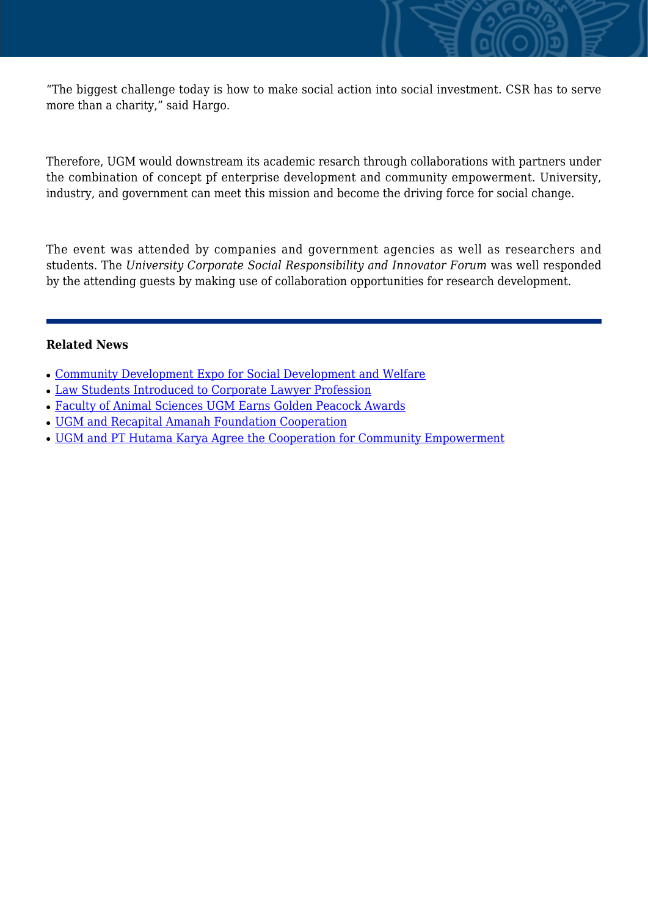“The biggest challenge today is how to make social action into social investment. CSR has to serve more than a charity,” said Hargo.

Therefore, UGM would downstream its academic resarch through collaborations with partners under the combination of concept pf enterprise development and community empowerment. University, industry, and government can meet this mission and become the driving force for social change.

The event was attended by companies and government agencies as well as researchers and students. The *University Corporate Social Responsibility and Innovator Forum* was well responded by the attending guests by making use of collaboration opportunities for research development.

---

**Related News**

- Community Development Expo for Social Development and Welfare
- Law Students Introduced to Corporate Lawyer Profession
- Faculty of Animal Sciences UGM Earns Golden Peacock Awards
- UGM and Recapital Amanah Foundation Cooperation
- UGM and PT Hutama Karya Agree the Cooperation for Community Empowerment